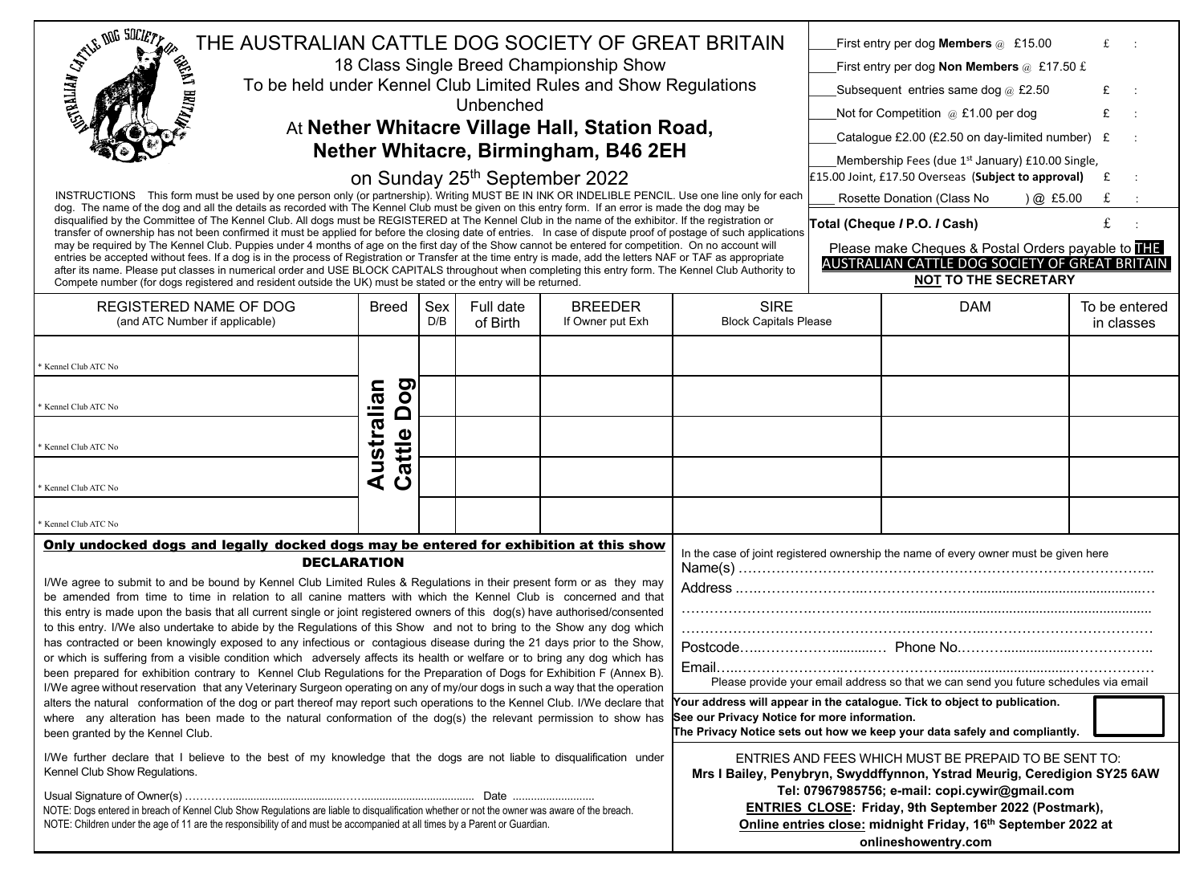# THE AUSTRALIAN CATTLE DOG SOCIETY OF GREAT BRITAIN

18 Class Single Breed Championship Show

To be held under Kennel Club Limited Rules and Show Regulations

Unbenched

## At Nether Whitacre Village Hall, Station Road, Nether Whitacre, Birmingham, B46 2EH

on Sunday 25th September 2022

| | | |
|---|---|---|
| ____ First entry per dog **Members** @ £15.00 | £ | : |
| ____ First entry per dog **Non Members** @ £17.50 £ | | |
| ____ Subsequent entries same dog @ £2.50 | £ | : |
| ____ Not for Competition @ £1.00 per dog | £ | : |
| ____ Catalogue £2.00 (£2.50 on day-limited number) | £ | : |
| ____ Membership Fees (due 1st January) £10.00 Single, £15.00 Joint, £17.50 Overseas (**Subject to approval**) | £ | : |
| ____ Rosette Donation (Class No ) @ £5.00 | £ | : |
| **Total (Cheque / P.O. / Cash)** | £ | : |

Please make Cheques & Postal Orders payable to THE AUSTRALIAN CATTLE DOG SOCIETY OF GREAT BRITAIN

**NOT TO THE SECRETARY**

INSTRUCTIONS This form must be used by one person only (or partnership). Writing MUST BE IN INK OR INDELIBLE PENCIL. Use one line only for each dog. The name of the dog and all the details as recorded with The Kennel Club must be given on this entry form. If an error is made the dog may be disqualified by the Committee of The Kennel Club. All dogs must be REGISTERED at The Kennel Club in the name of the exhibitor. If the registration or transfer of ownership has not been confirmed it must be applied for before the closing date of entries. In case of dispute proof of postage of such applications may be required by The Kennel Club. Puppies under 4 months of age on the first day of the Show cannot be entered for competition. On no account will entries be accepted without fees. If a dog is in the process of Registration or Transfer at the time entry is made, add the letters NAF or TAF as appropriate after its name. Please put classes in numerical order and USE BLOCK CAPITALS throughout when completing this entry form. The Kennel Club Authority to Compete number (for dogs registered and resident outside the UK) must be stated or the entry will be returned.

| REGISTERED NAME OF DOG (and ATC Number if applicable) | Breed | Sex D/B | Full date of Birth | BREEDER If Owner put Exh | SIRE Block Capitals Please | DAM | To be entered in classes |
|---|---|---|---|---|---|---|---|
| * Kennel Club ATC No | Australian Cattle Dog | | | | | | |
| * Kennel Club ATC No | | | | | | | |
| * Kennel Club ATC No | | | | | | | |
| * Kennel Club ATC No | | | | | | | |
| * Kennel Club ATC No | | | | | | | |

**Only undocked dogs and legally docked dogs may be entered for exhibition at this show**

### DECLARATION

I/We agree to submit to and be bound by Kennel Club Limited Rules & Regulations in their present form or as they may be amended from time to time in relation to all canine matters with which the Kennel Club is concerned and that this entry is made upon the basis that all current single or joint registered owners of this dog(s) have authorised/consented to this entry. I/We also undertake to abide by the Regulations of this Show and not to bring to the Show any dog which has contracted or been knowingly exposed to any infectious or contagious disease during the 21 days prior to the Show, or which is suffering from a visible condition which adversely affects its health or welfare or to bring any dog which has been prepared for exhibition contrary to Kennel Club Regulations for the Preparation of Dogs for Exhibition F (Annex B). I/We agree without reservation that any Veterinary Surgeon operating on any of my/our dogs in such a way that the operation alters the natural conformation of the dog or part thereof may report such operations to the Kennel Club. I/We declare that where any alteration has been made to the natural conformation of the dog(s) the relevant permission to show has been granted by the Kennel Club.

I/We further declare that I believe to the best of my knowledge that the dogs are not liable to disqualification under Kennel Club Show Regulations.

Usual Signature of Owner(s) ………............................................…...................................... Date ..........................

NOTE: Dogs entered in breach of Kennel Club Show Regulations are liable to disqualification whether or not the owner was aware of the breach.

NOTE: Children under the age of 11 are the responsibility of and must be accompanied at all times by a Parent or Guardian.

In the case of joint registered ownership the name of every owner must be given here

Name(s) ……………………………………………………………………………………..

Address ……………………..……………………….............................................…

……………………………………………………………………………………………

……………………………………………………………………………………………

Postcode…..……………...........… Phone No.………...................……………..

Email…..…………………..……………………..................................………………

Please provide your email address so that we can send you future schedules via email

**Your address will appear in the catalogue. Tick to object to publication.**
**See our Privacy Notice for more information.**
**The Privacy Notice sets out how we keep your data safely and compliantly.**

ENTRIES AND FEES WHICH MUST BE PREPAID TO BE SENT TO:

**Mrs I Bailey, Penybryn, Swyddffynnon, Ystrad Meurig, Ceredigion SY25 6AW**

**Tel: 07967985756; e-mail: copi.cywir@gmail.com**

**ENTRIES CLOSE: Friday, 9th September 2022 (Postmark),**

**Online entries close: midnight Friday, 16th September 2022 at onlineshowentry.com**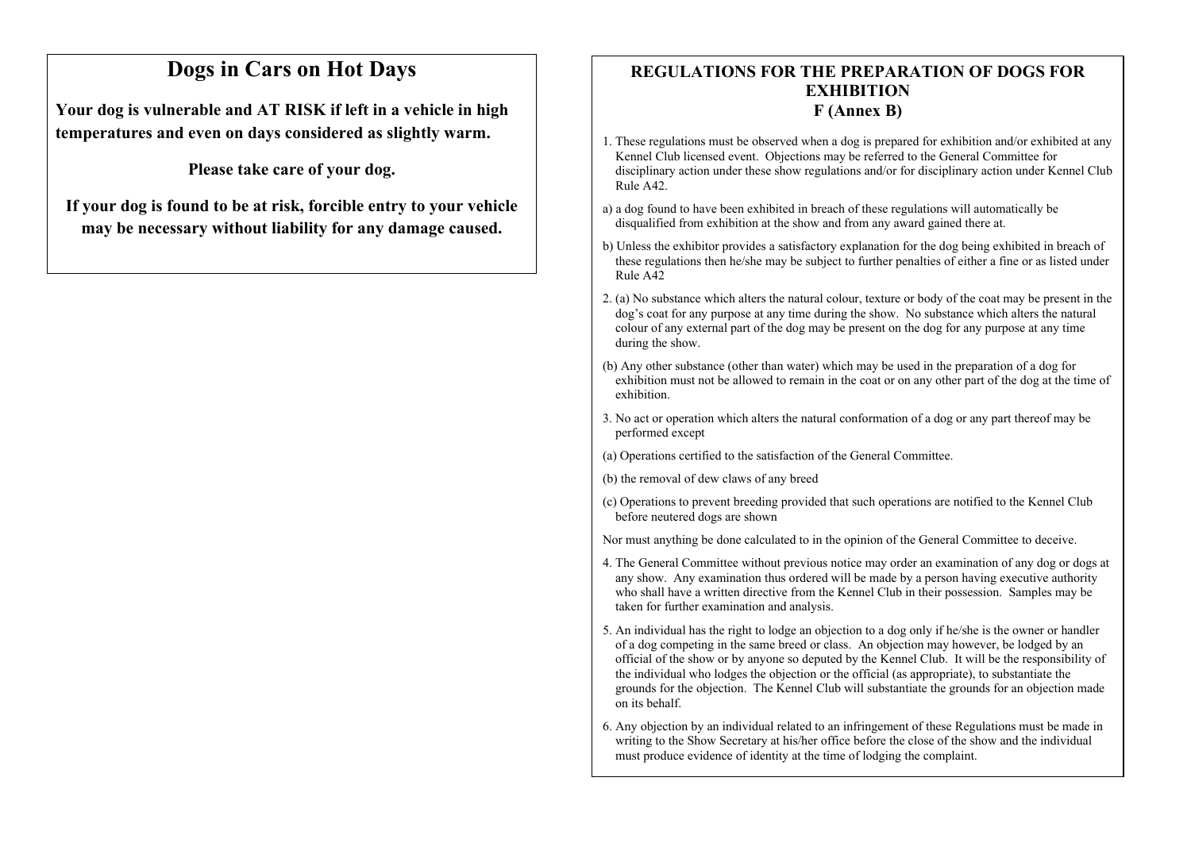## Dogs in Cars on Hot Days

**Your dog is vulnerable and AT RISK if left in a vehicle in high temperatures and even on days considered as slightly warm.**

**Please take care of your dog.**

**If your dog is found to be at risk, forcible entry to your vehicle may be necessary without liability for any damage caused.**

## REGULATIONS FOR THE PREPARATION OF DOGS FOR EXHIBITION F (Annex B)

1. These regulations must be observed when a dog is prepared for exhibition and/or exhibited at any Kennel Club licensed event. Objections may be referred to the General Committee for disciplinary action under these show regulations and/or for disciplinary action under Kennel Club Rule A42.

a) a dog found to have been exhibited in breach of these regulations will automatically be disqualified from exhibition at the show and from any award gained there at.

b) Unless the exhibitor provides a satisfactory explanation for the dog being exhibited in breach of these regulations then he/she may be subject to further penalties of either a fine or as listed under Rule A42

2. (a) No substance which alters the natural colour, texture or body of the coat may be present in the dog's coat for any purpose at any time during the show. No substance which alters the natural colour of any external part of the dog may be present on the dog for any purpose at any time during the show.

(b) Any other substance (other than water) which may be used in the preparation of a dog for exhibition must not be allowed to remain in the coat or on any other part of the dog at the time of exhibition.

3. No act or operation which alters the natural conformation of a dog or any part thereof may be performed except

(a) Operations certified to the satisfaction of the General Committee.

(b) the removal of dew claws of any breed

(c) Operations to prevent breeding provided that such operations are notified to the Kennel Club before neutered dogs are shown

Nor must anything be done calculated to in the opinion of the General Committee to deceive.

4. The General Committee without previous notice may order an examination of any dog or dogs at any show. Any examination thus ordered will be made by a person having executive authority who shall have a written directive from the Kennel Club in their possession. Samples may be taken for further examination and analysis.

5. An individual has the right to lodge an objection to a dog only if he/she is the owner or handler of a dog competing in the same breed or class. An objection may however, be lodged by an official of the show or by anyone so deputed by the Kennel Club. It will be the responsibility of the individual who lodges the objection or the official (as appropriate), to substantiate the grounds for the objection. The Kennel Club will substantiate the grounds for an objection made on its behalf.

6. Any objection by an individual related to an infringement of these Regulations must be made in writing to the Show Secretary at his/her office before the close of the show and the individual must produce evidence of identity at the time of lodging the complaint.